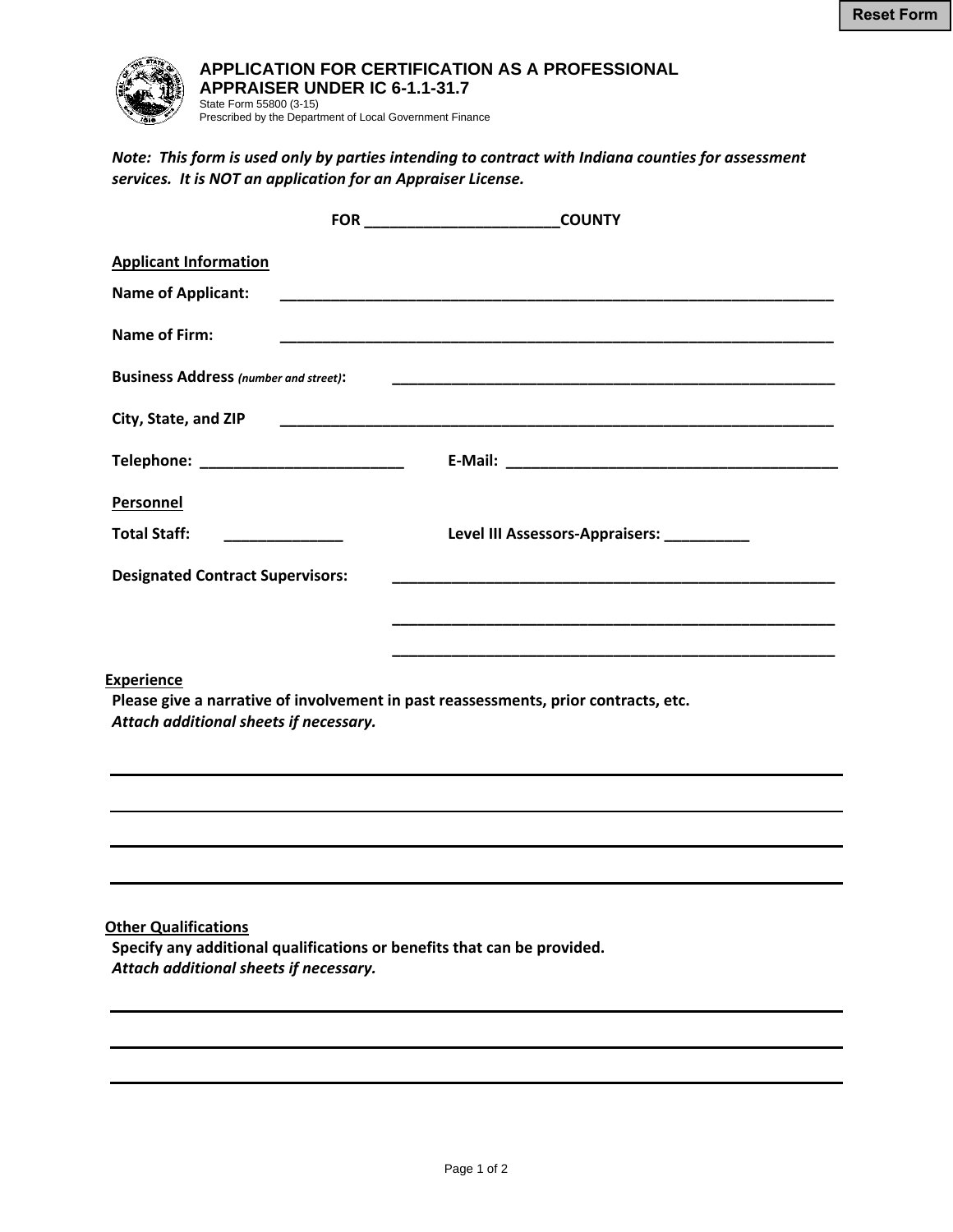Reset Form

# APPLICATION FOR CERTIFICATION AS A PROFESSIONAL APPRAISER UNDER IC 6-1.1-31.7

State Form 55800 (3-15)
Prescribed by the Department of Local Government Finance

***Note: This form is used only by parties intending to contract with Indiana counties for assessment services. It is NOT an application for an Appraiser License.***

**FOR _______________________COUNTY**

**Applicant Information**

**Name of Applicant:** ___________________________________________________________________

**Name of Firm:** ___________________________________________________________________

**Business Address** *(number and street)*: ______________________________________________________

**City, State, and ZIP** ___________________________________________________________________

**Telephone:** ________________________ **E-Mail:** _______________________________________

**Personnel**

**Total Staff:** ______________ **Level III Assessors-Appraisers:** __________

**Designated Contract Supervisors:** ______________________________________________________

______________________________________________________

______________________________________________________

**Experience**

**Please give a narrative of involvement in past reassessments, prior contracts, etc.**
***Attach additional sheets if necessary.***

______________________________________________________________________________

______________________________________________________________________________

______________________________________________________________________________

______________________________________________________________________________

**Other Qualifications**

**Specify any additional qualifications or benefits that can be provided.**
***Attach additional sheets if necessary.***

______________________________________________________________________________

______________________________________________________________________________

______________________________________________________________________________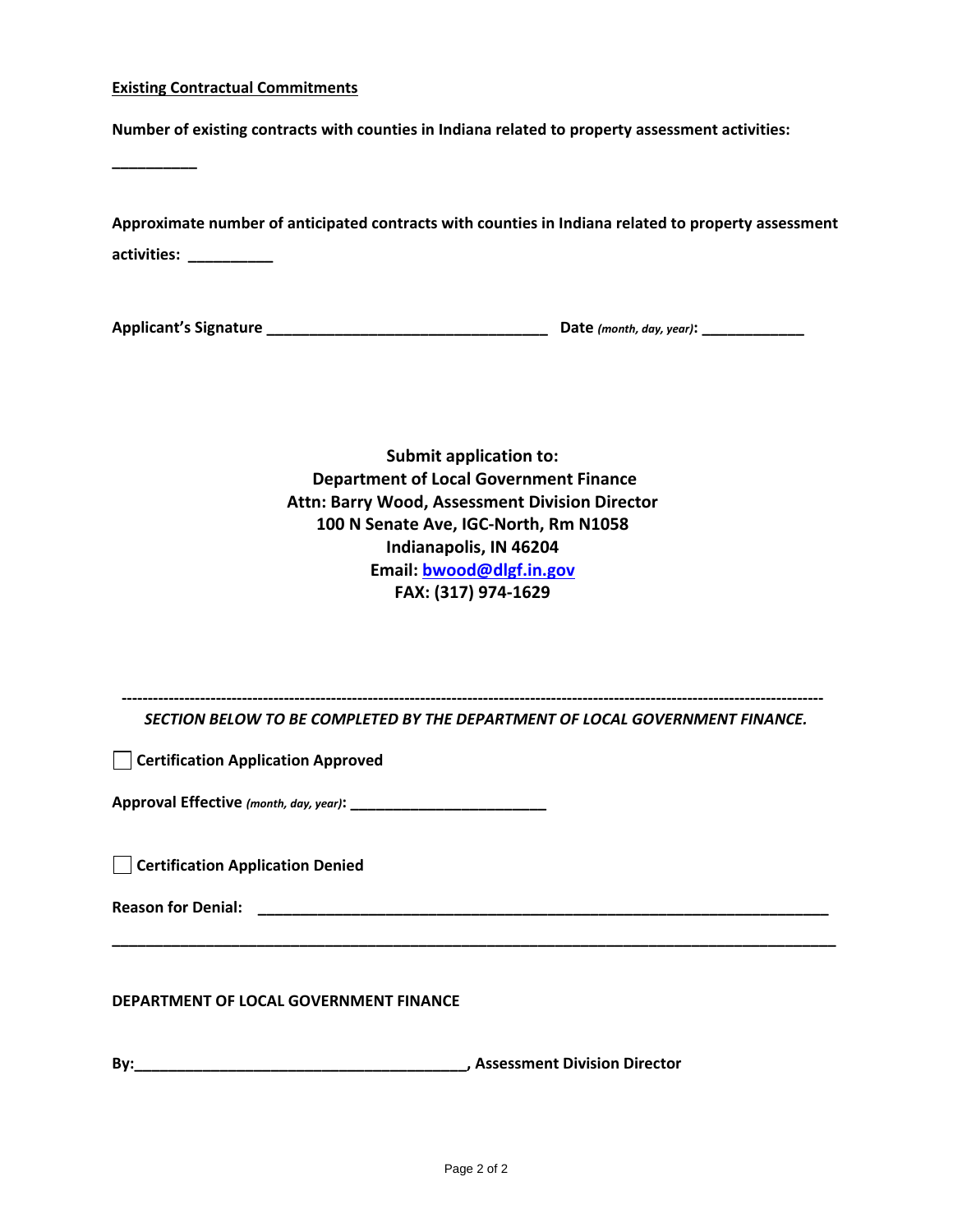**<u>Existing Contractual Commitments</u>**

**Number of existing contracts with counties in Indiana related to property assessment activities:**

__________

**Approximate number of anticipated contracts with counties in Indiana related to property assessment activities:** __________

**Applicant's Signature** _________________________________ **Date** ***(month, day, year)*****:** ____________

**Submit application to:**
**Department of Local Government Finance**
**Attn: Barry Wood, Assessment Division Director**
**100 N Senate Ave, IGC-North, Rm N1058**
**Indianapolis, IN 46204**
**Email: [bwood@dlgf.in.gov](mailto:bwood@dlgf.in.gov)**
**FAX: (317) 974-1629**

---

***SECTION BELOW TO BE COMPLETED BY THE DEPARTMENT OF LOCAL GOVERNMENT FINANCE.***

☐ **Certification Application Approved**

**Approval Effective** ***(month, day, year)*****:** ________________________

☐ **Certification Application Denied**

**Reason for Denial:** ______________________________________________________________________

______________________________________________________________________________________

**DEPARTMENT OF LOCAL GOVERNMENT FINANCE**

**By:**________________________________________**, Assessment Division Director**